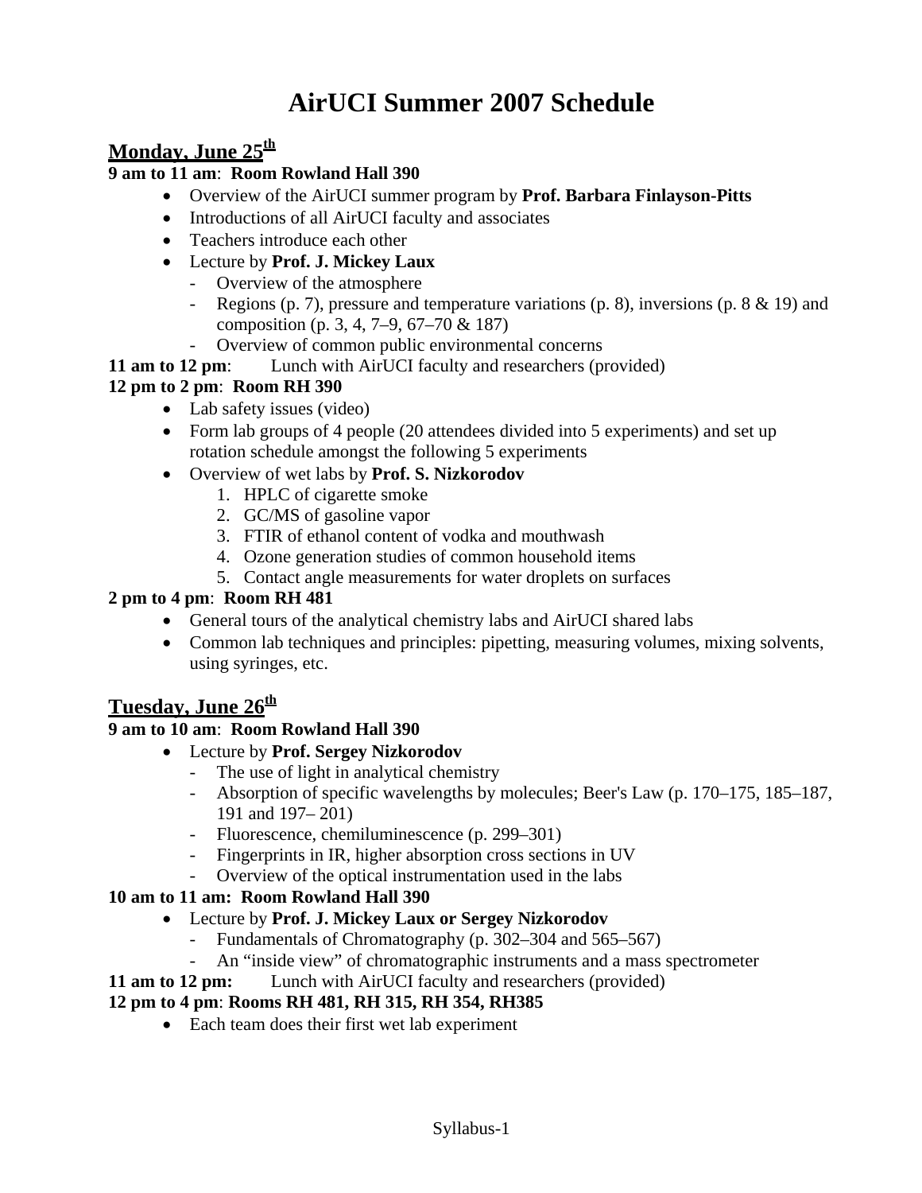# AirUCI Summer 2007 Schedule

## Monday, June 25th

**9 am to 11 am**: **Room Rowland Hall 390**

- Overview of the AirUCI summer program by **Prof. Barbara Finlayson-Pitts**
- Introductions of all AirUCI faculty and associates
- Teachers introduce each other
- Lecture by **Prof. J. Mickey Laux**
  - Overview of the atmosphere
  - Regions (p. 7), pressure and temperature variations (p. 8), inversions (p. 8 & 19) and composition (p. 3, 4, 7–9, 67–70 & 187)
  - Overview of common public environmental concerns

**11 am to 12 pm**: Lunch with AirUCI faculty and researchers (provided)

**12 pm to 2 pm**: **Room RH 390**

- Lab safety issues (video)
- Form lab groups of 4 people (20 attendees divided into 5 experiments) and set up rotation schedule amongst the following 5 experiments
- Overview of wet labs by **Prof. S. Nizkorodov**
  1. HPLC of cigarette smoke
  2. GC/MS of gasoline vapor
  3. FTIR of ethanol content of vodka and mouthwash
  4. Ozone generation studies of common household items
  5. Contact angle measurements for water droplets on surfaces

**2 pm to 4 pm**: **Room RH 481**

- General tours of the analytical chemistry labs and AirUCI shared labs
- Common lab techniques and principles: pipetting, measuring volumes, mixing solvents, using syringes, etc.

## Tuesday, June 26th

**9 am to 10 am**: **Room Rowland Hall 390**

- Lecture by **Prof. Sergey Nizkorodov**
  - The use of light in analytical chemistry
  - Absorption of specific wavelengths by molecules; Beer's Law (p. 170–175, 185–187, 191 and 197– 201)
  - Fluorescence, chemiluminescence (p. 299–301)
  - Fingerprints in IR, higher absorption cross sections in UV
  - Overview of the optical instrumentation used in the labs

**10 am to 11 am: Room Rowland Hall 390**

- Lecture by **Prof. J. Mickey Laux or Sergey Nizkorodov**
  - Fundamentals of Chromatography (p. 302–304 and 565–567)
  - An "inside view" of chromatographic instruments and a mass spectrometer

**11 am to 12 pm:** Lunch with AirUCI faculty and researchers (provided)

**12 pm to 4 pm**: **Rooms RH 481, RH 315, RH 354, RH385**

- Each team does their first wet lab experiment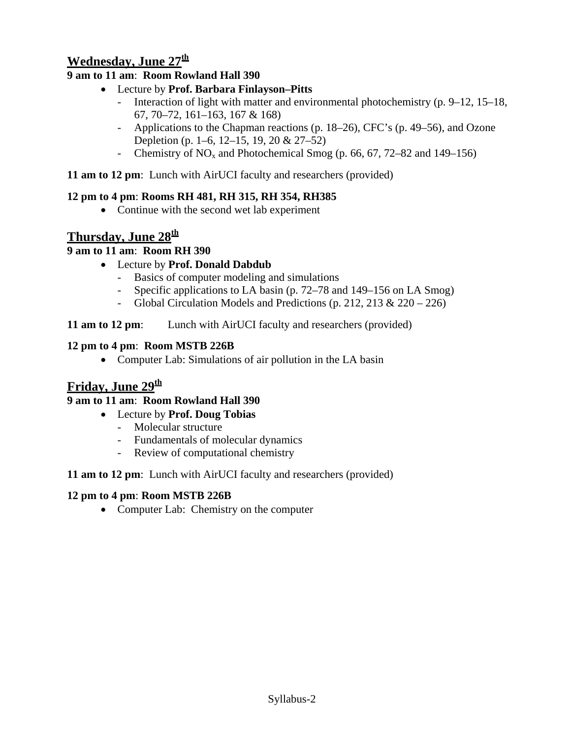## Wednesday, June 27th

**9 am to 11 am**: **Room Rowland Hall 390**

- Lecture by **Prof. Barbara Finlayson–Pitts**
  - Interaction of light with matter and environmental photochemistry (p. 9–12, 15–18, 67, 70–72, 161–163, 167 & 168)
  - Applications to the Chapman reactions (p. 18–26), CFC's (p. 49–56), and Ozone Depletion (p. 1–6, 12–15, 19, 20 & 27–52)
  - Chemistry of $NO_x$ and Photochemical Smog (p. 66, 67, 72–82 and 149–156)

**11 am to 12 pm**: Lunch with AirUCI faculty and researchers (provided)

**12 pm to 4 pm**: **Rooms RH 481, RH 315, RH 354, RH385**

- Continue with the second wet lab experiment

## Thursday, June 28th

**9 am to 11 am**: **Room RH 390**

- Lecture by **Prof. Donald Dabdub**
  - Basics of computer modeling and simulations
  - Specific applications to LA basin (p. 72–78 and 149–156 on LA Smog)
  - Global Circulation Models and Predictions (p. 212, 213 & 220 – 226)

**11 am to 12 pm**: Lunch with AirUCI faculty and researchers (provided)

**12 pm to 4 pm**: **Room MSTB 226B**

- Computer Lab: Simulations of air pollution in the LA basin

## Friday, June 29th

**9 am to 11 am**: **Room Rowland Hall 390**

- Lecture by **Prof. Doug Tobias**
  - Molecular structure
  - Fundamentals of molecular dynamics
  - Review of computational chemistry

**11 am to 12 pm**: Lunch with AirUCI faculty and researchers (provided)

**12 pm to 4 pm**: **Room MSTB 226B**

- Computer Lab: Chemistry on the computer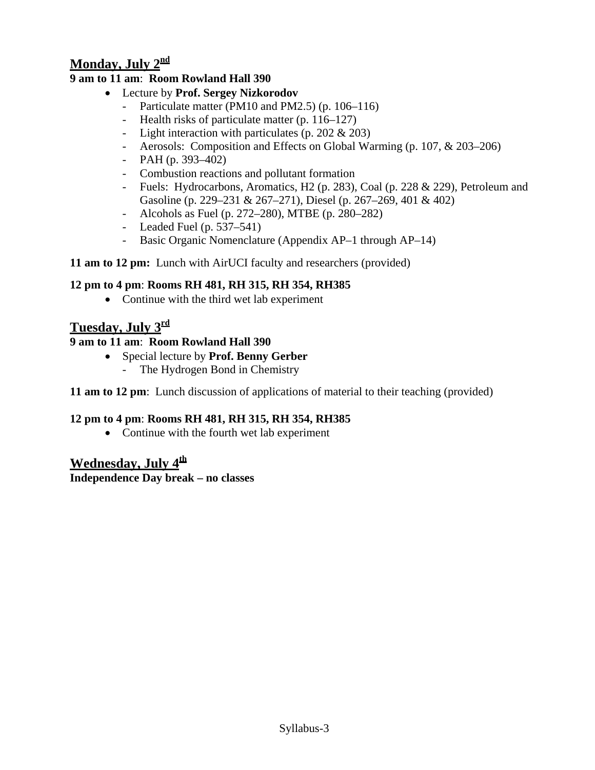## Monday, July 2nd

**9 am to 11 am**: **Room Rowland Hall 390**

- Lecture by **Prof. Sergey Nizkorodov**
  - Particulate matter (PM10 and PM2.5) (p. 106–116)
  - Health risks of particulate matter (p. 116–127)
  - Light interaction with particulates (p. 202 & 203)
  - Aerosols: Composition and Effects on Global Warming (p. 107, & 203–206)
  - PAH (p. 393–402)
  - Combustion reactions and pollutant formation
  - Fuels: Hydrocarbons, Aromatics, H2 (p. 283), Coal (p. 228 & 229), Petroleum and Gasoline (p. 229–231 & 267–271), Diesel (p. 267–269, 401 & 402)
  - Alcohols as Fuel (p. 272–280), MTBE (p. 280–282)
  - Leaded Fuel (p. 537–541)
  - Basic Organic Nomenclature (Appendix AP–1 through AP–14)

**11 am to 12 pm:** Lunch with AirUCI faculty and researchers (provided)

**12 pm to 4 pm**: **Rooms RH 481, RH 315, RH 354, RH385**

- Continue with the third wet lab experiment

## Tuesday, July 3rd

**9 am to 11 am**: **Room Rowland Hall 390**

- Special lecture by **Prof. Benny Gerber**
  - The Hydrogen Bond in Chemistry

**11 am to 12 pm**: Lunch discussion of applications of material to their teaching (provided)

**12 pm to 4 pm**: **Rooms RH 481, RH 315, RH 354, RH385**

- Continue with the fourth wet lab experiment

## Wednesday, July 4th

**Independence Day break – no classes**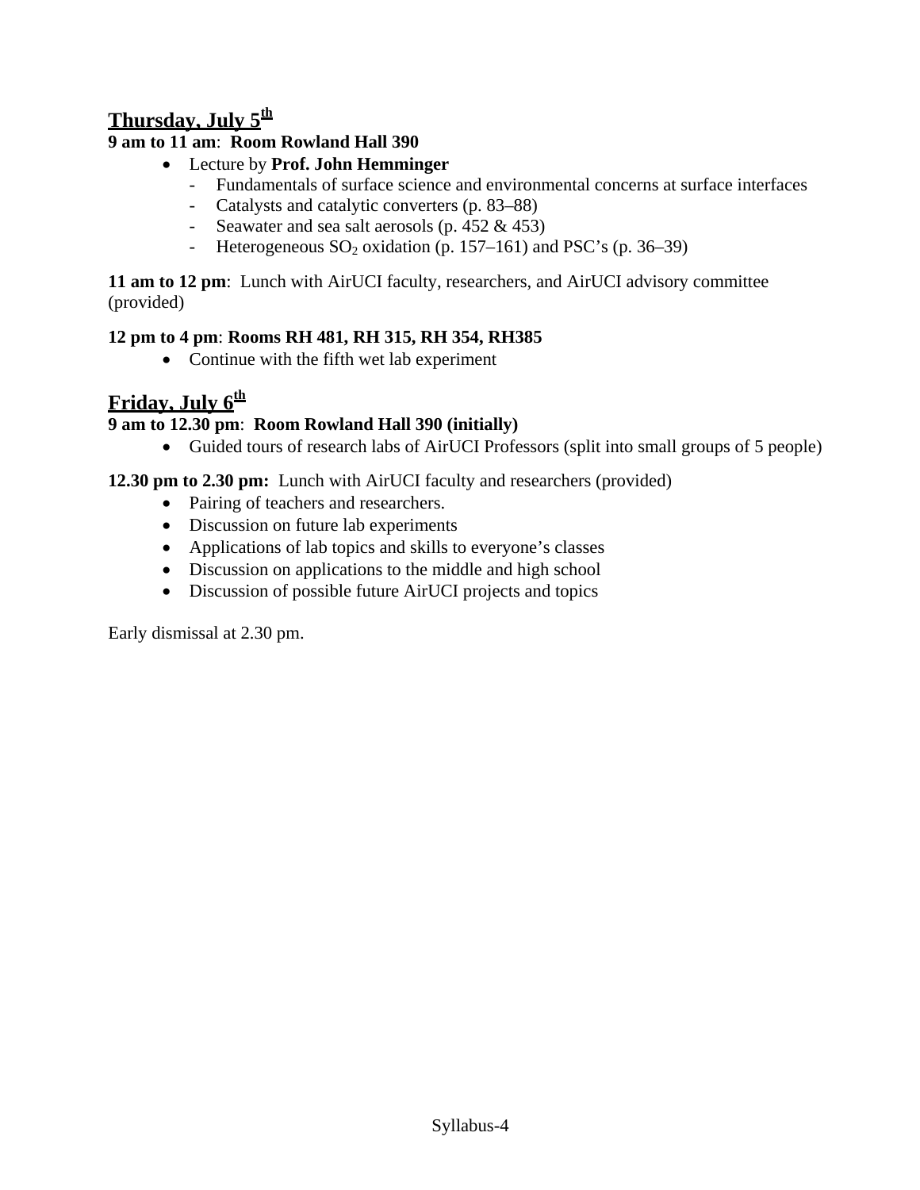## Thursday, July 5th

**9 am to 11 am**: **Room Rowland Hall 390**

- Lecture by **Prof. John Hemminger**
  - Fundamentals of surface science and environmental concerns at surface interfaces
  - Catalysts and catalytic converters (p. 83–88)
  - Seawater and sea salt aerosols (p. 452 & 453)
  - Heterogeneous $SO_2$ oxidation (p. 157–161) and PSC's (p. 36–39)

**11 am to 12 pm**: Lunch with AirUCI faculty, researchers, and AirUCI advisory committee (provided)

**12 pm to 4 pm**: **Rooms RH 481, RH 315, RH 354, RH385**

- Continue with the fifth wet lab experiment

## Friday, July 6th

**9 am to 12.30 pm**: **Room Rowland Hall 390 (initially)**

- Guided tours of research labs of AirUCI Professors (split into small groups of 5 people)

**12.30 pm to 2.30 pm:** Lunch with AirUCI faculty and researchers (provided)

- Pairing of teachers and researchers.
- Discussion on future lab experiments
- Applications of lab topics and skills to everyone's classes
- Discussion on applications to the middle and high school
- Discussion of possible future AirUCI projects and topics

Early dismissal at 2.30 pm.